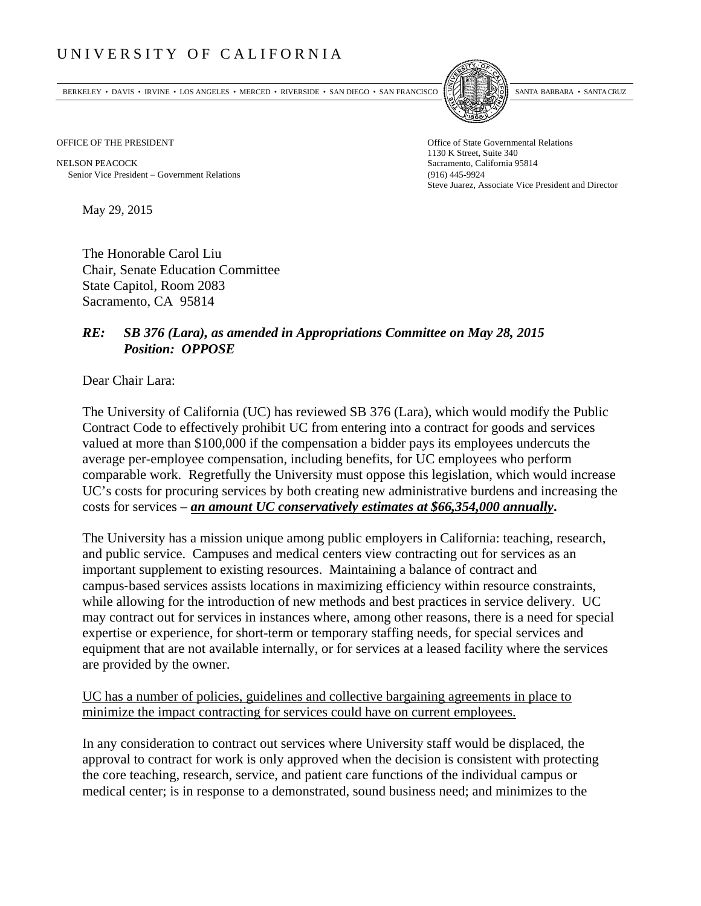UNIVERSITY OF CALIFORNIA

BERKELEY • DAVIS • IRVINE • LOS ANGELES • MERCED • RIVERSIDE • SAN DIEGO • SAN FRANCISCO | SANTA BARBARA • SANTA CRUZ

OFFICE OF THE PRESIDENT

NELSON PEACOCK
Senior Vice President – Government Relations

Office of State Governmental Relations
1130 K Street, Suite 340
Sacramento, California 95814
(916) 445-9924
Steve Juarez, Associate Vice President and Director

May 29, 2015

The Honorable Carol Liu
Chair, Senate Education Committee
State Capitol, Room 2083
Sacramento, CA 95814

***RE: SB 376 (Lara), as amended in Appropriations Committee on May 28, 2015***
***Position: OPPOSE***

Dear Chair Lara:

The University of California (UC) has reviewed SB 376 (Lara), which would modify the Public Contract Code to effectively prohibit UC from entering into a contract for goods and services valued at more than $100,000 if the compensation a bidder pays its employees undercuts the average per-employee compensation, including benefits, for UC employees who perform comparable work. Regretfully the University must oppose this legislation, which would increase UC's costs for procuring services by both creating new administrative burdens and increasing the costs for services – ***<u>an amount UC conservatively estimates at $66,354,000 annually</u>*****.**

The University has a mission unique among public employers in California: teaching, research, and public service. Campuses and medical centers view contracting out for services as an important supplement to existing resources. Maintaining a balance of contract and campus-based services assists locations in maximizing efficiency within resource constraints, while allowing for the introduction of new methods and best practices in service delivery. UC may contract out for services in instances where, among other reasons, there is a need for special expertise or experience, for short-term or temporary staffing needs, for special services and equipment that are not available internally, or for services at a leased facility where the services are provided by the owner.

<u>UC has a number of policies, guidelines and collective bargaining agreements in place to minimize the impact contracting for services could have on current employees.</u>

In any consideration to contract out services where University staff would be displaced, the approval to contract for work is only approved when the decision is consistent with protecting the core teaching, research, service, and patient care functions of the individual campus or medical center; is in response to a demonstrated, sound business need; and minimizes to the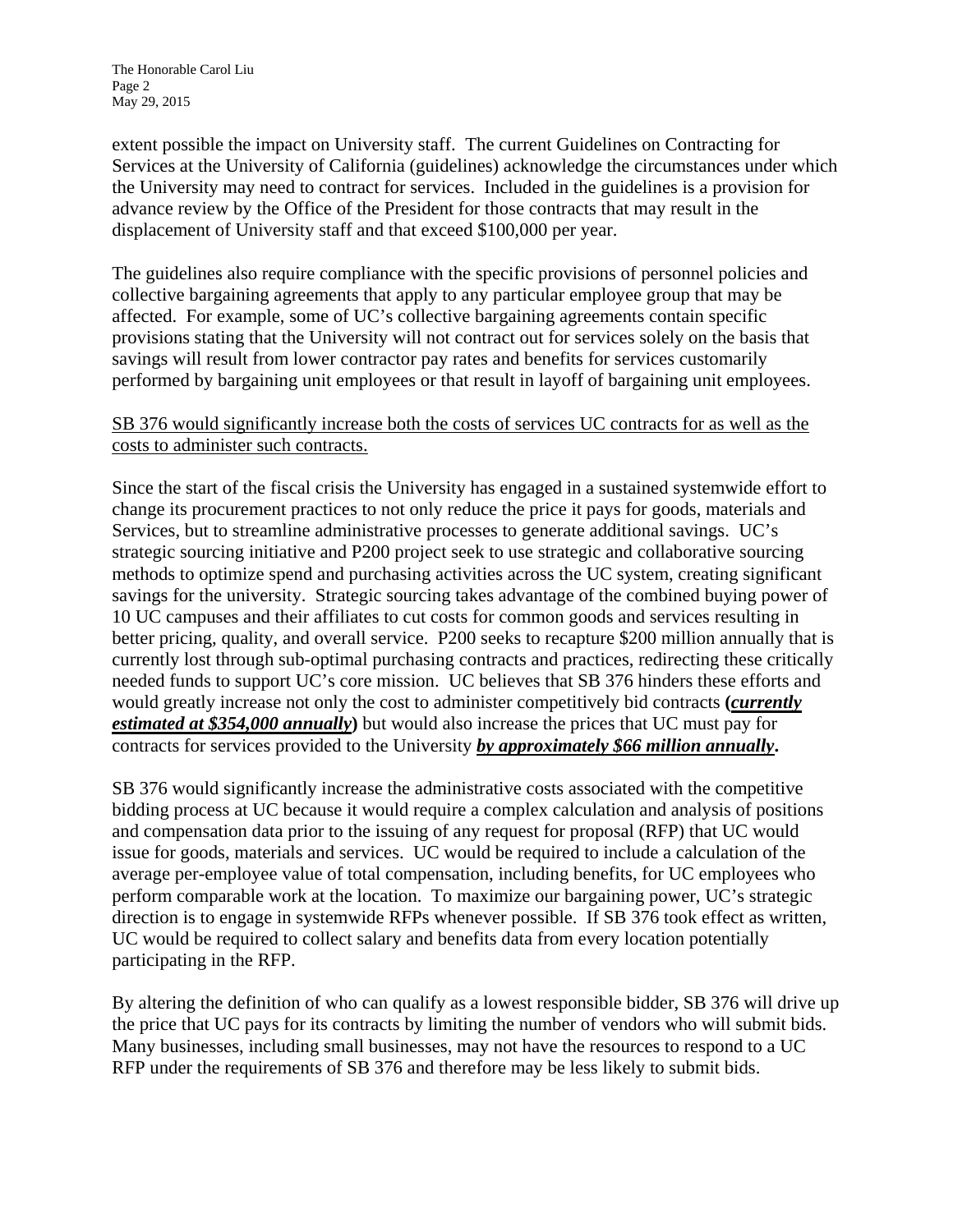extent possible the impact on University staff. The current Guidelines on Contracting for Services at the University of California (guidelines) acknowledge the circumstances under which the University may need to contract for services. Included in the guidelines is a provision for advance review by the Office of the President for those contracts that may result in the displacement of University staff and that exceed $100,000 per year.

The guidelines also require compliance with the specific provisions of personnel policies and collective bargaining agreements that apply to any particular employee group that may be affected. For example, some of UC's collective bargaining agreements contain specific provisions stating that the University will not contract out for services solely on the basis that savings will result from lower contractor pay rates and benefits for services customarily performed by bargaining unit employees or that result in layoff of bargaining unit employees.

<u>SB 376 would significantly increase both the costs of services UC contracts for as well as the costs to administer such contracts.</u>

Since the start of the fiscal crisis the University has engaged in a sustained systemwide effort to change its procurement practices to not only reduce the price it pays for goods, materials and Services, but to streamline administrative processes to generate additional savings. UC's strategic sourcing initiative and P200 project seek to use strategic and collaborative sourcing methods to optimize spend and purchasing activities across the UC system, creating significant savings for the university. Strategic sourcing takes advantage of the combined buying power of 10 UC campuses and their affiliates to cut costs for common goods and services resulting in better pricing, quality, and overall service. P200 seeks to recapture $200 million annually that is currently lost through sub-optimal purchasing contracts and practices, redirecting these critically needed funds to support UC's core mission. UC believes that SB 376 hinders these efforts and would greatly increase not only the cost to administer competitively bid contracts **(*<u>currently estimated at $354,000 annually</u>*)** but would also increase the prices that UC must pay for contracts for services provided to the University ***<u>by approximately $66 million annually</u>*.**

SB 376 would significantly increase the administrative costs associated with the competitive bidding process at UC because it would require a complex calculation and analysis of positions and compensation data prior to the issuing of any request for proposal (RFP) that UC would issue for goods, materials and services. UC would be required to include a calculation of the average per-employee value of total compensation, including benefits, for UC employees who perform comparable work at the location. To maximize our bargaining power, UC's strategic direction is to engage in systemwide RFPs whenever possible. If SB 376 took effect as written, UC would be required to collect salary and benefits data from every location potentially participating in the RFP.

By altering the definition of who can qualify as a lowest responsible bidder, SB 376 will drive up the price that UC pays for its contracts by limiting the number of vendors who will submit bids. Many businesses, including small businesses, may not have the resources to respond to a UC RFP under the requirements of SB 376 and therefore may be less likely to submit bids.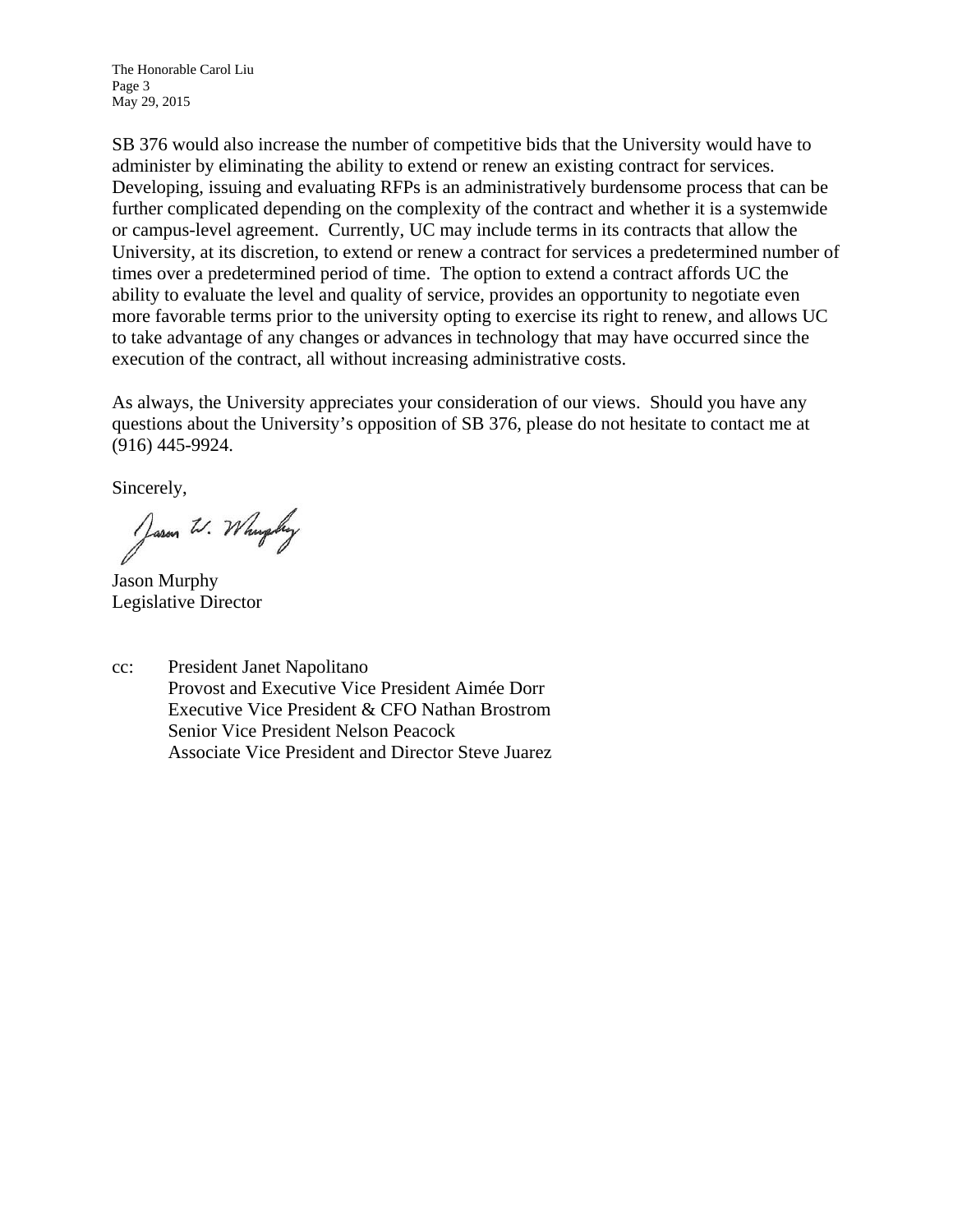SB 376 would also increase the number of competitive bids that the University would have to administer by eliminating the ability to extend or renew an existing contract for services. Developing, issuing and evaluating RFPs is an administratively burdensome process that can be further complicated depending on the complexity of the contract and whether it is a systemwide or campus-level agreement. Currently, UC may include terms in its contracts that allow the University, at its discretion, to extend or renew a contract for services a predetermined number of times over a predetermined period of time. The option to extend a contract affords UC the ability to evaluate the level and quality of service, provides an opportunity to negotiate even more favorable terms prior to the university opting to exercise its right to renew, and allows UC to take advantage of any changes or advances in technology that may have occurred since the execution of the contract, all without increasing administrative costs.

As always, the University appreciates your consideration of our views. Should you have any questions about the University's opposition of SB 376, please do not hesitate to contact me at (916) 445-9924.

Sincerely,

Jason Murphy
Legislative Director

cc: President Janet Napolitano
Provost and Executive Vice President Aimée Dorr
Executive Vice President & CFO Nathan Brostrom
Senior Vice President Nelson Peacock
Associate Vice President and Director Steve Juarez